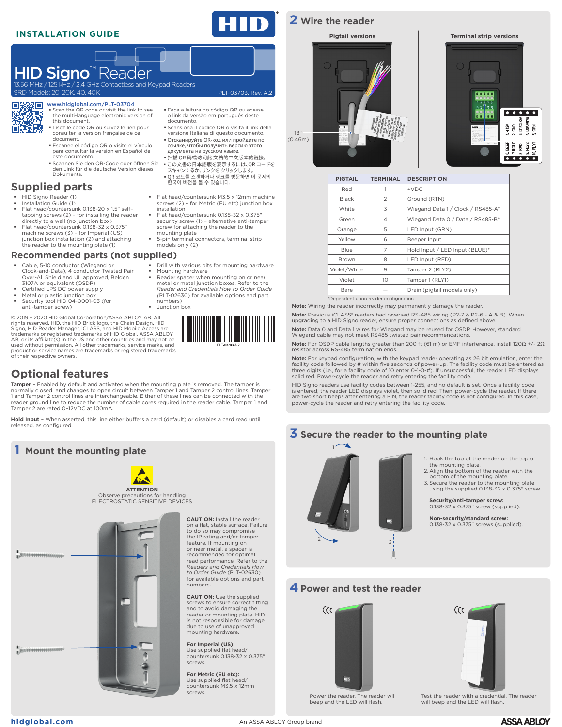INSTALLATION GUIDE

# HID Signo™ Reader

13.56 MHz / 125 kHz / 2.4 GHz Contactless and Keypad Readers
SRD Models: 20, 20K, 40, 40K

PLT-03703, Rev. A.2

www.hidglobal.com/PLT-03704

- Scan the QR code or visit the link to see the multi-language electronic version of this document.
- Lisez le code QR ou suivez le lien pour consulter la version française de ce document.
- Escanee el código QR o visite el vínculo para consultar la versión en Español de este documento.
- Scannen Sie den QR-Code oder öffnen Sie den Link für die deutsche Version dieses Dokuments.
- Faça a leitura do código QR ou acesse o link da versão em português deste documento.
- Scansiona il codice QR o visita il link della versione Italiana di questo documento.
- Отсканируйте QR-код или пройдите по ссылке, чтобы получить версию этого документа на русском языке.
- 扫描 QR 码或访问此 文档的中文版本的链接。
- この文書の日本語版を表示するには、QR コードをスキャンするか、リンクを クリックします。
- QR 코드를 스캔하거나 링크를 방문하면 이 문서의 한국어 버전을 볼 수 있습니다.

## Supplied parts

- HID Signo Reader (1)
- Installation Guide (1)
- Flat head/countersunk 0.138-20 x 1.5" self-tapping screws (2) - for installing the reader directly to a wall (no junction box)
- Flat head/countersunk 0.138-32 x 0.375" machine screws (3) - for Imperial (US) junction box installation (2) and attaching the reader to the mounting plate (1)
- Flat head/countersunk M3.5 x 12mm machine screws (2) - for Metric (EU etc) junction box installation
- Flat head/countersunk 0.138-32 x 0.375" security screw (1) - alternative anti-tamper screw for attaching the reader to the mounting plate
- 5-pin terminal connectors, terminal strip models only (2)

## Recommended parts (not supplied)

- Cable, 5-10 conductor (Wiegand or Clock-and-Data), 4 conductor Twisted Pair Over-All Shield and UL approved, Belden 3107A or equivalent (OSDP)
- Certified LPS DC power supply
- Metal or plastic junction box
- Security tool HID 04-0001-03 (for anti-tamper screw)
- Drill with various bits for mounting hardware
- Mounting hardware
- Reader spacer when mounting on or near metal or metal junction boxes. Refer to the *Reader and Credentials How to Order Guide* (PLT-02630) for available options and part numbers)
- Junction box

© 2019 - 2020 HID Global Corporation/ASSA ABLOY AB. All rights reserved. HID, the HID Brick logo, the Chain Design, HID Signo, HID Reader Manager, iCLASS, and HID Mobile Access are trademarks or registered trademarks of HID Global, ASSA ABLOY AB, or its affiliate(s) in the US and other countries and may not be used without permission. All other trademarks, service marks, and product or service names are trademarks or registered trademarks of their respective owners.

PLT-03703 A.2

## Optional features

**Tamper** - Enabled by default and activated when the mounting plate is removed. The tamper is normally closed and changes to open circuit between Tamper 1 and Tamper 2 control lines. Tamper 1 and Tamper 2 control lines are interchangeable. Either of these lines can be connected with the reader ground line to reduce the number of cable cores required in the reader cable. Tamper 1 and Tamper 2 are rated 0-12VDC at 100mA.

**Hold Input** - When asserted, this line either buffers a card (default) or disables a card read until released, as configured.

## 1 Mount the mounting plate

**ATTENTION**
Observe precautions for handling
ELECTROSTATIC SENSITIVE DEVICES

**CAUTION:** Install the reader on a flat, stable surface. Failure to do so may compromise the IP rating and/or tamper feature. If mounting on or near metal, a spacer is recommended for optimal read performance. Refer to the *Readers and Credentials How to Order Guide* (PLT-02630) for available options and part numbers.

**CAUTION:** Use the supplied screws to ensure correct fitting and to avoid damaging the reader or mounting plate. HID is not responsible for damage due to use of unapproved mounting hardware.

**For Imperial (US):**
Use supplied flat head/ countersunk 0.138-32 x 0.375" screws.

**For Metric (EU etc):**
Use supplied flat head/ countersunk M3.5 x 12mm screws.

## 2 Wire the reader

Pigtail versions | Terminal strip versions

18" (0.46m)

| PIGTAIL | TERMINAL | DESCRIPTION |
|---|---|---|
| Red | 1 | +VDC |
| Black | 2 | Ground (RTN) |
| White | 3 | Wiegand Data 1 / Clock / RS485-A* |
| Green | 4 | Wiegand Data 0 / Data / RS485-B* |
| Orange | 5 | LED Input (GRN) |
| Yellow | 6 | Beeper Input |
| Blue | 7 | Hold Input / LED Input (BLUE)* |
| Brown | 8 | LED Input (RED) |
| Violet/White | 9 | Tamper 2 (RLY2) |
| Violet | 10 | Tamper 1 (RLY1) |
| Bare | — | Drain (pigtail models only) |

*Dependent upon reader configuration.

**Note:** Wiring the reader incorrectly may permanently damage the reader.

**Note:** Previous iCLASS® readers had reversed RS-485 wiring (P2-7 & P2-6 - A & B). When upgrading to a HID Signo reader, ensure proper connections as defined above.

**Note:** Data 0 and Data 1 wires for Wiegand may be reused for OSDP. However, standard Wiegand cable may not meet RS485 twisted pair recommendations.

**Note:** For OSDP cable lengths greater than 200 ft (61 m) or EMF interference, install 120Ω +/- 2Ω resistor across RS-485 termination ends.

**Note:** For keypad configuration, with the keypad reader operating as 26 bit emulation, enter the facility code followed by # within five seconds of power-up. The facility code must be entered as three digits (i.e., for a facility code of 10 enter 0-1-0-#). If unsuccessful, the reader LED displays solid red. Power-cycle the reader and retry entering the facility code.

HID Signo readers use facility codes between 1-255, and no default is set. Once a facility code is entered, the reader LED displays violet, then solid red. Then, power-cycle the reader. If there are two short beeps after entering a PIN, the reader facility code is not configured. In this case, power-cycle the reader and retry entering the facility code.

## 3 Secure the reader to the mounting plate

1. Hook the top of the reader on the top of the mounting plate.
2. Align the bottom of the reader with the bottom of the mounting plate.
3. Secure the reader to the mounting plate using the supplied 0.138-32 x 0.375" screw.

**Security/anti-tamper screw:**
0.138-32 x 0.375" screw (supplied).

**Non-security/standard screw:**
0.138-32 x 0.375" screws (supplied).

## 4 Power and test the reader

Power the reader. The reader will beep and the LED will flash.

Test the reader with a credential. The reader will beep and the LED will flash.

hidglobal.com | An ASSA ABLOY Group brand | ASSA ABLOY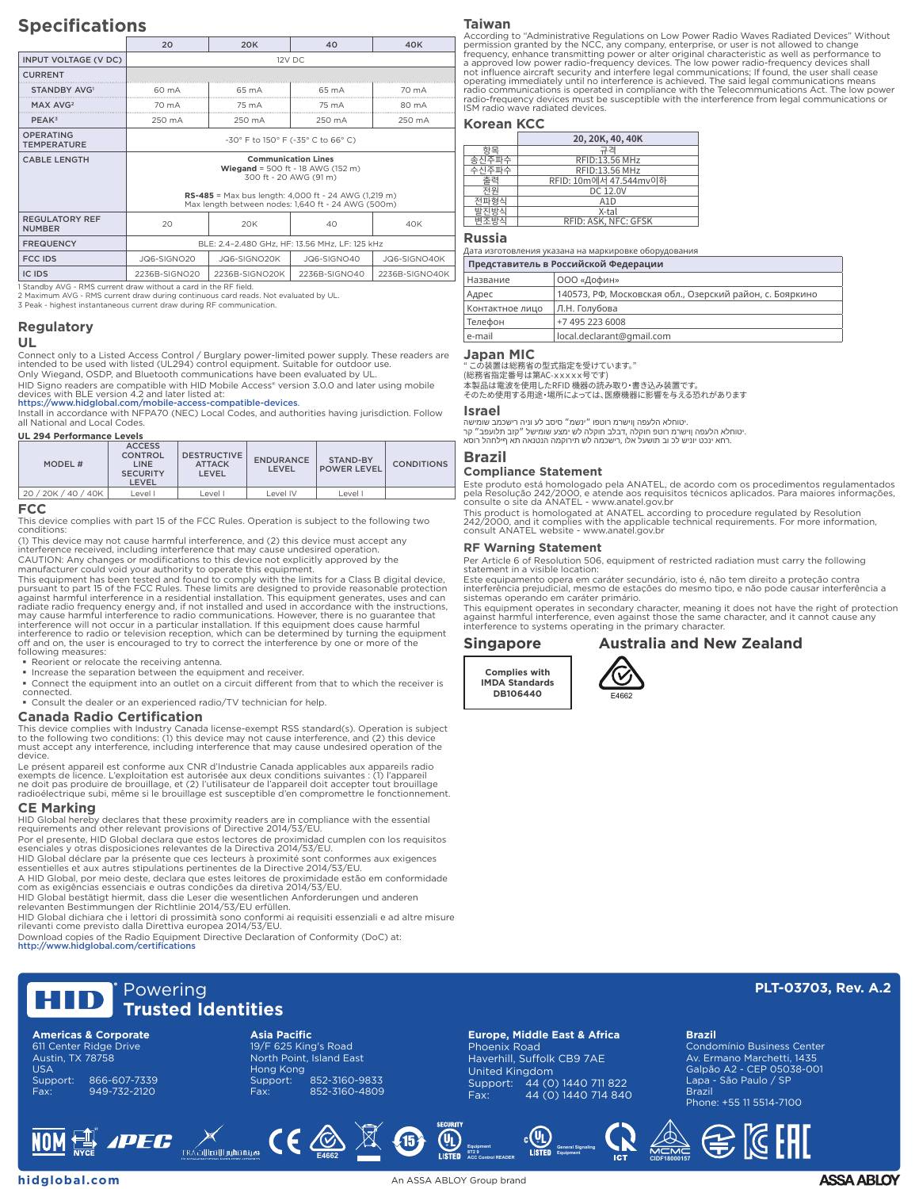# Specifications

| | 20 | 20K | 40 | 40K |
|---|---|---|---|---|
| INPUT VOLTAGE (V DC) | 12V DC | | | |
| CURRENT | | | | |
| STANDBY AVG[1] | 60 mA | 65 mA | 65 mA | 70 mA |
| MAX AVG[2] | 70 mA | 75 mA | 75 mA | 80 mA |
| PEAK[3] | 250 mA | 250 mA | 250 mA | 250 mA |
| OPERATING TEMPERATURE | -30° F to 150° F (-35° C to 66° C) | | | |
| CABLE LENGTH | **Communication Lines** **Wiegand** = 500 ft - 18 AWG (152 m) 300 ft - 20 AWG (91 m) **RS-485** = Max bus length: 4,000 ft - 24 AWG (1,219 m) Max length between nodes: 1,640 ft - 24 AWG (500m) | | | |
| REGULATORY REF NUMBER | 20 | 20K | 40 | 40K |
| FREQUENCY | BLE: 2.4–2.480 GHz, HF: 13.56 MHz, LF: 125 kHz | | | |
| FCC IDS | JQ6-SIGNO20 | JQ6-SIGNO20K | JQ6-SIGNO40 | JQ6-SIGNO40K |
| IC IDS | 2236B-SIGNO20 | 2236B-SIGNO20K | 2236B-SIGNO40 | 2236B-SIGNO40K |

1 Standby AVG - RMS current draw without a card in the RF field.
2 Maximum AVG - RMS current draw during continuous card reads. Not evaluated by UL.
3 Peak - highest instantaneous current draw during RF communication.

## Regulatory

### UL

Connect only to a Listed Access Control / Burglary power-limited power supply. These readers are intended to be used with listed (UL294) control equipment. Suitable for outdoor use.
Only Wiegand, OSDP, and Bluetooth communications have been evaluated by UL.
HID Signo readers are compatible with HID Mobile Access® version 3.0.0 and later using mobile devices with BLE version 4.2 and later listed at:
https://www.hidglobal.com/mobile-access-compatible-devices.
Install in accordance with NFPA70 (NEC) Local Codes, and authorities having jurisdiction. Follow all National and Local Codes.

**UL 294 Performance Levels**

| MODEL # | ACCESS CONTROL LINE SECURITY LEVEL | DESTRUCTIVE ATTACK LEVEL | ENDURANCE LEVEL | STAND-BY POWER LEVEL | CONDITIONS |
|---|---|---|---|---|---|
| 20 / 20K / 40 / 40K | Level I | Level I | Level IV | Level I | |

### FCC

This device complies with part 15 of the FCC Rules. Operation is subject to the following two conditions:
(1) This device may not cause harmful interference, and (2) this device must accept any interference received, including interference that may cause undesired operation.
CAUTION: Any changes or modifications to this device not explicitly approved by the manufacturer could void your authority to operate this equipment.
This equipment has been tested and found to comply with the limits for a Class B digital device, pursuant to part 15 of the FCC Rules. These limits are designed to provide reasonable protection against harmful interference in a residential installation. This equipment generates, uses and can radiate radio frequency energy and, if not installed and used in accordance with the instructions, may cause harmful interference to radio communications. However, there is no guarantee that interference will not occur in a particular installation. If this equipment does cause harmful interference to radio or television reception, which can be determined by turning the equipment off and on, the user is encouraged to try to correct the interference by one or more of the following measures:

- Reorient or relocate the receiving antenna.
- Increase the separation between the equipment and receiver.
- Connect the equipment into an outlet on a circuit different from that to which the receiver is connected.
- Consult the dealer or an experienced radio/TV technician for help.

### Canada Radio Certification

This device complies with Industry Canada license-exempt RSS standard(s). Operation is subject to the following two conditions: (1) this device may not cause interference, and (2) this device must accept any interference, including interference that may cause undesired operation of the device.
Le présent appareil est conforme aux CNR d'Industrie Canada applicables aux appareils radio exempts de licence. L'exploitation est autorisée aux deux conditions suivantes : (1) l'appareil ne doit pas produire de brouillage, et (2) l'utilisateur de l'appareil doit accepter tout brouillage radioélectrique subi, même si le brouillage est susceptible d'en compromettre le fonctionnement.

### CE Marking

HID Global hereby declares that these proximity readers are in compliance with the essential requirements and other relevant provisions of Directive 2014/53/EU.
Por el presente, HID Global declara que estos lectores de proximidad cumplen con los requisitos esenciales y otras disposiciones relevantes de la Directiva 2014/53/EU.
HID Global déclare par la présente que ces lecteurs à proximité sont conformes aux exigences essentielles et aux autres stipulations pertinentes de la Directive 2014/53/EU.
A HID Global, por meio deste, declara que estes leitores de proximidade estão em conformidade com as exigências essenciais e outras condições da diretiva 2014/53/EU.
HID Global bestätigt hiermit, dass die Leser die wesentlichen Anforderungen und anderen relevanten Bestimmungen der Richtlinie 2014/53/EU erfüllen.
HID Global dichiara che i lettori di prossimità sono conformi ai requisiti essenziali e ad altre misure rilevanti come previsto dalla Direttiva europea 2014/53/EU.
Download copies of the Radio Equipment Directive Declaration of Conformity (DoC) at:
http://www.hidglobal.com/certifications

### Taiwan

According to "Administrative Regulations on Low Power Radio Waves Radiated Devices" Without permission granted by the NCC, any company, enterprise, or user is not allowed to change frequency, enhance transmitting power or alter original characteristic as well as performance to a approved low power radio-frequency devices. The low power radio-frequency devices shall not influence aircraft security and interfere legal communications; If found, the user shall cease operating immediately until no interference is achieved. The said legal communications means radio communications is operated in compliance with the Telecommunications Act. The low power radio-frequency devices must be susceptible with the interference from legal communications or ISM radio wave radiated devices.

### Korean KCC

| | 20, 20K, 40, 40K |
|---|---|
| 항목 | 규격 |
| 송신주파수 | RFID:13.56 MHz |
| 수신주파수 | RFID:13.56 MHz |
| 출력 | RFID: 10m에서 47.544mv이하 |
| 전원 | DC 12.0V |
| 전파형식 | A1D |
| 발진방식 | X-tal |
| 변조방식 | RFID: ASK, NFC: GFSK |

### Russia

Дата изготовления указана на маркировке оборудования

| Представитель в Российской Федерации | |
|---|---|
| Название | ООО «Дофин» |
| Адрес | 140573, РФ, Московская обл., Озерский район, с. Бояркино |
| Контактное лицо | Л.Н. Голубова |
| Телефон | +7 495 223 6008 |
| e-mail | local.declarant@gmail.com |

### Japan MIC

" この装置は総務省の型式指定を受けています。"
(総務省指定番号は第AC-xxxxx号です)
本製品は電波を使用したRFID 機器の読み取り・書き込み装置です。
そのため使用する用途・場所によっては、医療機器に影響を与える恐れがあります

### Israel

.יטוחלא הלעפה ןוישרמ רוטפו "ינשמ" סיסב לע וניה רישכמב שומישה
.יטוחלא הלעפה ןוישרמ רוטפ חוקלה ,דבלב חוקלה לש ןמצע שומישל "קוצ תלועפב" קר
.רחא ינכט יוניש לכ וב תושעל ןיא ,רישכמה לש תירוקמה הנטנאה תא ףילחהל רוסא

### Brazil

#### Compliance Statement

Este produto está homologado pela ANATEL, de acordo com os procedimentos regulamentados pela Resolução 242/2000, e atende aos requisitos técnicos aplicados. Para maiores informações, consulte o site da ANATEL - www.anatel.gov.br
This product is homologated at ANATEL according to procedure regulated by Resolution 242/2000, and it complies with the applicable technical requirements. For more information, consult ANATEL website - www.anatel.gov.br

#### RF Warning Statement

Per Article 6 of Resolution 506, equipment of restricted radiation must carry the following statement in a visible location:
Este equipamento opera em caráter secundário, isto é, não tem direito a proteção contra interferência prejudicial, mesmo de estações do mesmo tipo, e não pode causar interferência a sistemas operando em caráter primário.
This equipment operates in secondary character, meaning it does not have the right of protection against harmful interference, even against those the same character, and it cannot cause any interference to systems operating in the primary character.

### Singapore

Complies with IMDA Standards DB106440

### Australia and New Zealand

E4662

HID Powering Trusted Identities

PLT-03703, Rev. A.2

**Americas & Corporate**
611 Center Ridge Drive
Austin, TX 78758
USA
Support: 866-607-7339
Fax: 949-732-2120

**Asia Pacific**
19/F 625 King's Road
North Point, Island East
Hong Kong
Support: 852-3160-9833
Fax: 852-3160-4809

**Europe, Middle East & Africa**
Phoenix Road
Haverhill, Suffolk CB9 7AE
United Kingdom
Support: 44 (0) 1440 711 822
Fax: 44 (0) 1440 714 840

**Brazil**
Condomínio Business Center
Av. Ermano Marchetti, 1435
Galpão A2 - CEP 05038-001
Lapa - São Paulo / SP
Brazil
Phone: +55 11 5514-7100

hidglobal.com

An ASSA ABLOY Group brand